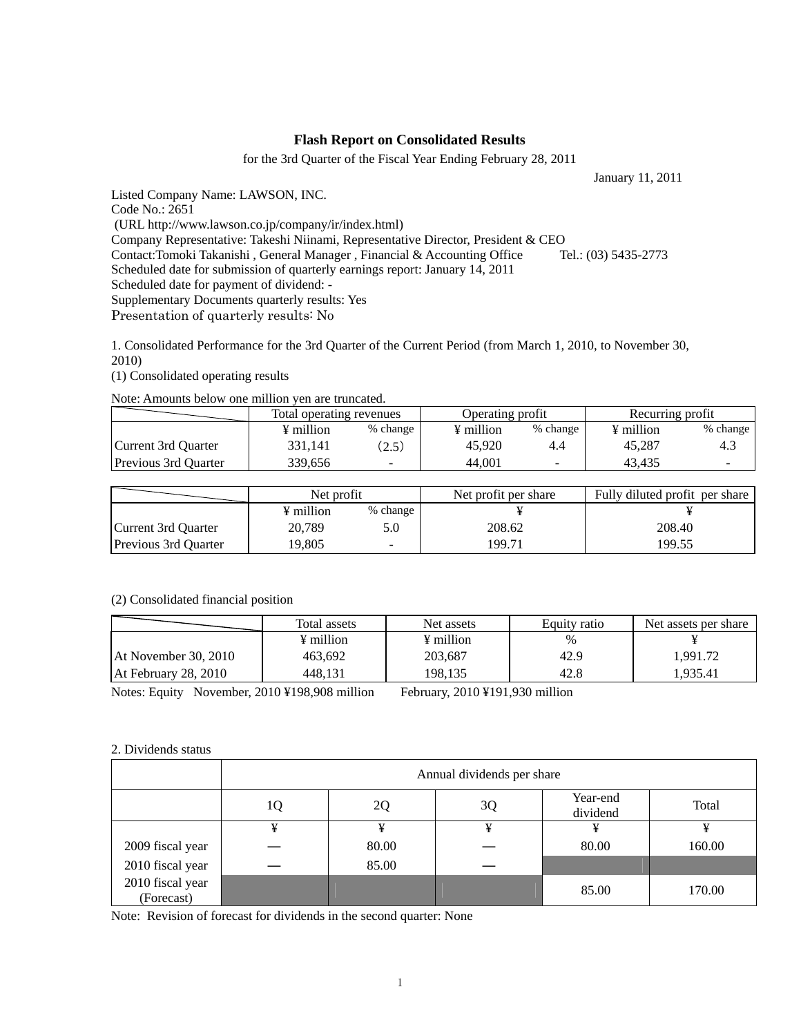# Flash Report on Consolidated Results

for the 3rd Quarter of the Fiscal Year Ending February 28, 2011

January 11, 2011

Listed Company Name: LAWSON, INC.
Code No.: 2651
(URL http://www.lawson.co.jp/company/ir/index.html)
Company Representative: Takeshi Niinami, Representative Director, President & CEO
Contact:Tomoki Takanishi , General Manager , Financial & Accounting Office　　Tel.: (03) 5435-2773
Scheduled date for submission of quarterly earnings report: January 14, 2011
Scheduled date for payment of dividend: -
Supplementary Documents quarterly results: Yes
Presentation of quarterly results: No

1. Consolidated Performance for the 3rd Quarter of the Current Period (from March 1, 2010, to November 30, 2010)

(1) Consolidated operating results

Note: Amounts below one million yen are truncated.

| | Total operating revenues | | Operating profit | | Recurring profit | |
|---|---|---|---|---|---|---|
| | ¥ million | % change | ¥ million | % change | ¥ million | % change |
| Current 3rd Quarter | 331,141 | (2.5) | 45,920 | 4.4 | 45,287 | 4.3 |
| Previous 3rd Quarter | 339,656 | - | 44,001 | - | 43,435 | - |

| | Net profit | | Net profit per share | Fully diluted profit per share |
|---|---|---|---|---|
| | ¥ million | % change | ¥ | ¥ |
| Current 3rd Quarter | 20,789 | 5.0 | 208.62 | 208.40 |
| Previous 3rd Quarter | 19,805 | - | 199.71 | 199.55 |

(2) Consolidated financial position

| | Total assets | Net assets | Equity ratio | Net assets per share |
|---|---|---|---|---|
| | ¥ million | ¥ million | % | ¥ |
| At November 30, 2010 | 463,692 | 203,687 | 42.9 | 1,991.72 |
| At February 28, 2010 | 448,131 | 198,135 | 42.8 | 1,935.41 |

Notes: Equity　November, 2010 ¥198,908 million　　February, 2010 ¥191,930 million

2. Dividends status

| | Annual dividends per share | | | | |
|---|---|---|---|---|---|
| | 1Q | 2Q | 3Q | Year-end dividend | Total |
| | ¥ | ¥ | ¥ | ¥ | ¥ |
| 2009 fiscal year | ― | 80.00 | ― | 80.00 | 160.00 |
| 2010 fiscal year | ― | 85.00 | ― | | |
| 2010 fiscal year (Forecast) | | | | 85.00 | 170.00 |

Note: Revision of forecast for dividends in the second quarter: None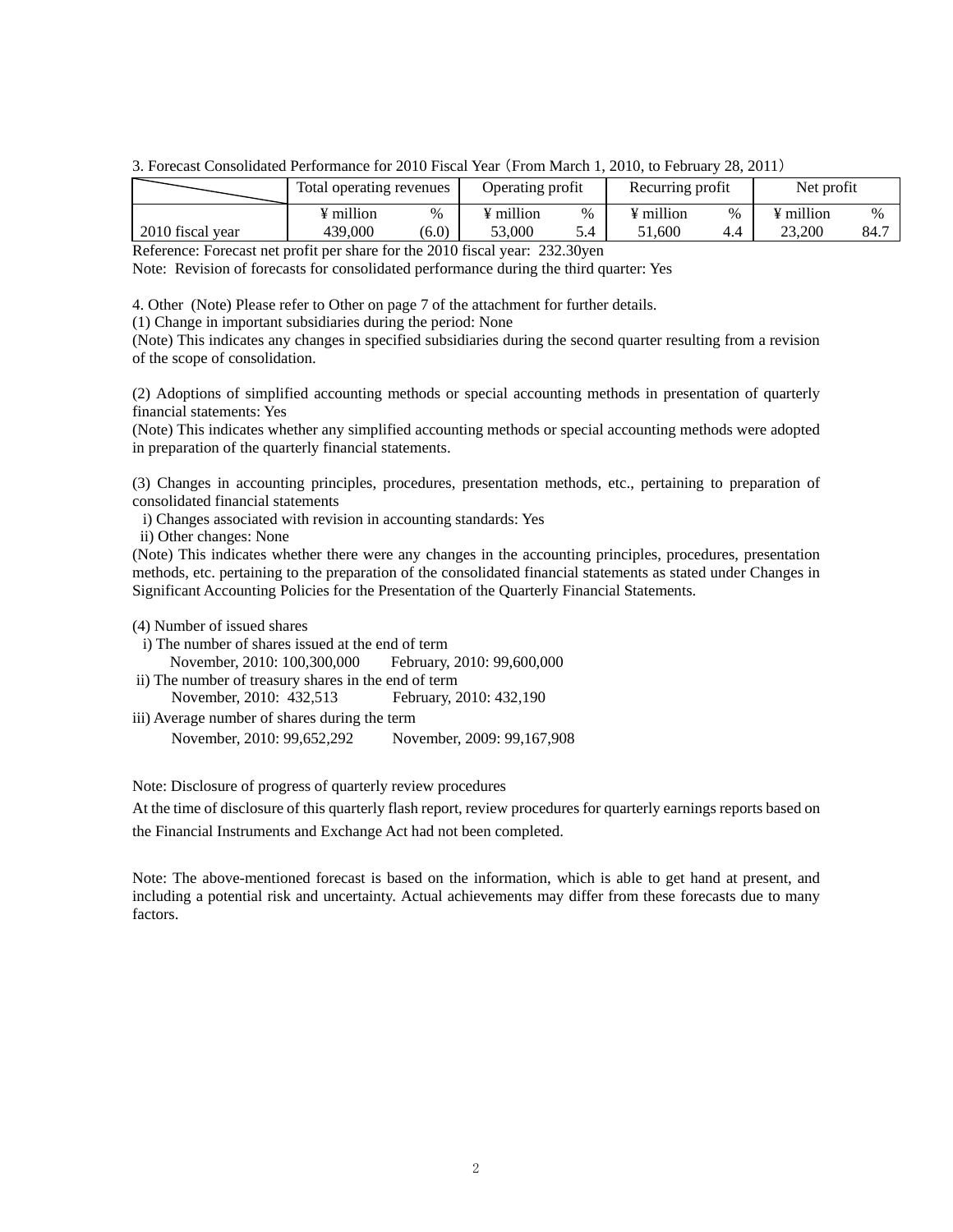3. Forecast Consolidated Performance for 2010 Fiscal Year（From March 1, 2010, to February 28, 2011）

| | Total operating revenues | | Operating profit | | Recurring profit | | Net profit | |
|---|---|---|---|---|---|---|---|---|
| | ¥ million | % | ¥ million | % | ¥ million | % | ¥ million | % |
| 2010 fiscal year | 439,000 | (6.0) | 53,000 | 5.4 | 51,600 | 4.4 | 23,200 | 84.7 |

Reference: Forecast net profit per share for the 2010 fiscal year: 232.30yen

Note: Revision of forecasts for consolidated performance during the third quarter: Yes

4. Other (Note) Please refer to Other on page 7 of the attachment for further details.

(1) Change in important subsidiaries during the period: None

(Note) This indicates any changes in specified subsidiaries during the second quarter resulting from a revision of the scope of consolidation.

(2) Adoptions of simplified accounting methods or special accounting methods in presentation of quarterly financial statements: Yes

(Note) This indicates whether any simplified accounting methods or special accounting methods were adopted in preparation of the quarterly financial statements.

(3) Changes in accounting principles, procedures, presentation methods, etc., pertaining to preparation of consolidated financial statements

i) Changes associated with revision in accounting standards: Yes

ii) Other changes: None

(Note) This indicates whether there were any changes in the accounting principles, procedures, presentation methods, etc. pertaining to the preparation of the consolidated financial statements as stated under Changes in Significant Accounting Policies for the Presentation of the Quarterly Financial Statements.

(4) Number of issued shares

i) The number of shares issued at the end of term

November, 2010: 100,300,000　　February, 2010: 99,600,000

ii) The number of treasury shares in the end of term

November, 2010: 432,513　　February, 2010: 432,190

iii) Average number of shares during the term

November, 2010: 99,652,292　　November, 2009: 99,167,908

Note: Disclosure of progress of quarterly review procedures

At the time of disclosure of this quarterly flash report, review procedures for quarterly earnings reports based on the Financial Instruments and Exchange Act had not been completed.

Note: The above-mentioned forecast is based on the information, which is able to get hand at present, and including a potential risk and uncertainty. Actual achievements may differ from these forecasts due to many factors.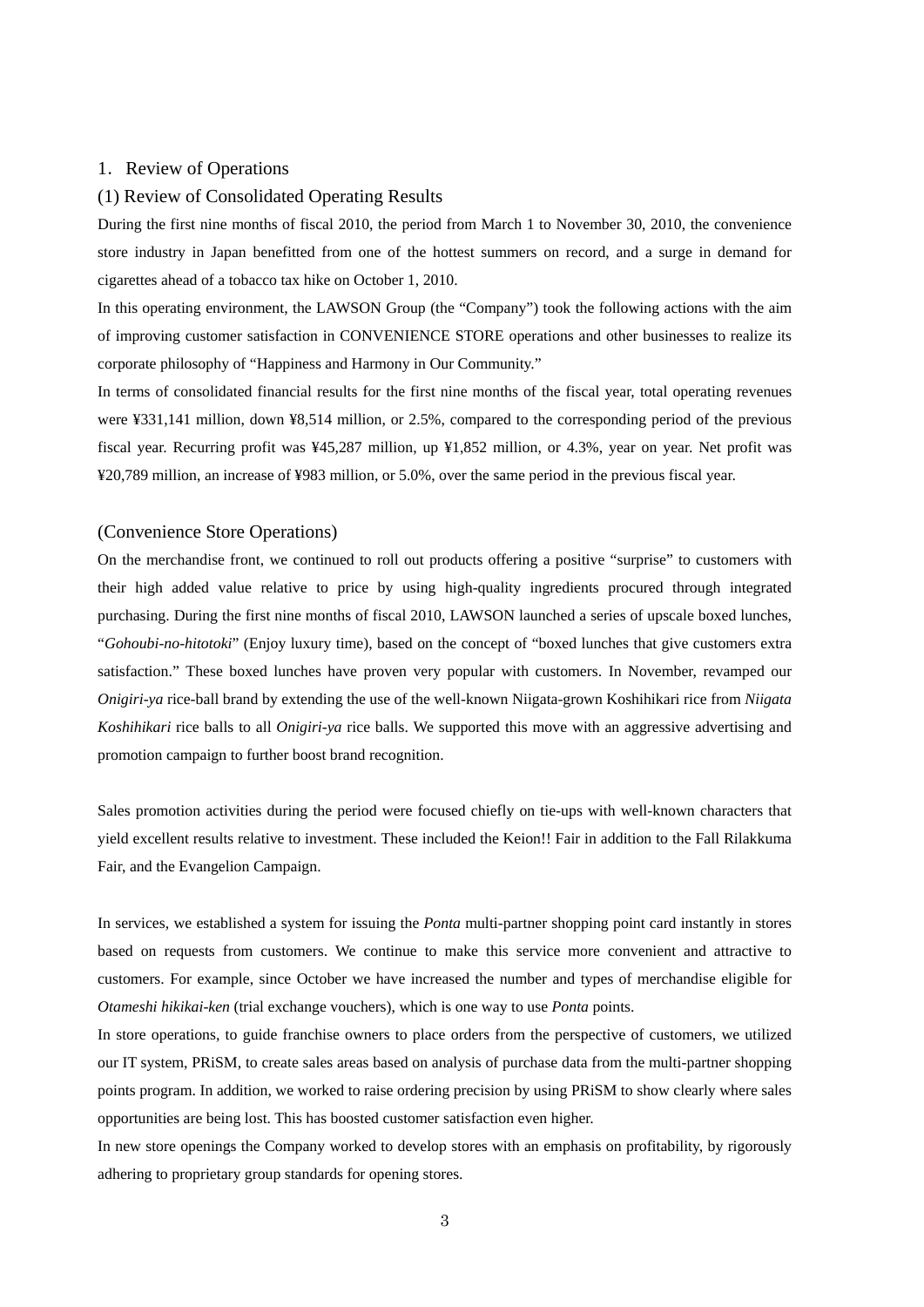## 1. Review of Operations

### (1) Review of Consolidated Operating Results

During the first nine months of fiscal 2010, the period from March 1 to November 30, 2010, the convenience store industry in Japan benefitted from one of the hottest summers on record, and a surge in demand for cigarettes ahead of a tobacco tax hike on October 1, 2010.

In this operating environment, the LAWSON Group (the "Company") took the following actions with the aim of improving customer satisfaction in CONVENIENCE STORE operations and other businesses to realize its corporate philosophy of "Happiness and Harmony in Our Community."

In terms of consolidated financial results for the first nine months of the fiscal year, total operating revenues were ¥331,141 million, down ¥8,514 million, or 2.5%, compared to the corresponding period of the previous fiscal year. Recurring profit was ¥45,287 million, up ¥1,852 million, or 4.3%, year on year. Net profit was ¥20,789 million, an increase of ¥983 million, or 5.0%, over the same period in the previous fiscal year.

### (Convenience Store Operations)

On the merchandise front, we continued to roll out products offering a positive "surprise" to customers with their high added value relative to price by using high-quality ingredients procured through integrated purchasing. During the first nine months of fiscal 2010, LAWSON launched a series of upscale boxed lunches, "*Gohoubi-no-hitotoki*" (Enjoy luxury time), based on the concept of "boxed lunches that give customers extra satisfaction." These boxed lunches have proven very popular with customers. In November, revamped our *Onigiri-ya* rice-ball brand by extending the use of the well-known Niigata-grown Koshihikari rice from *Niigata Koshihikari* rice balls to all *Onigiri-ya* rice balls. We supported this move with an aggressive advertising and promotion campaign to further boost brand recognition.

Sales promotion activities during the period were focused chiefly on tie-ups with well-known characters that yield excellent results relative to investment. These included the Keion!! Fair in addition to the Fall Rilakkuma Fair, and the Evangelion Campaign.

In services, we established a system for issuing the *Ponta* multi-partner shopping point card instantly in stores based on requests from customers. We continue to make this service more convenient and attractive to customers. For example, since October we have increased the number and types of merchandise eligible for *Otameshi hikikai-ken* (trial exchange vouchers), which is one way to use *Ponta* points.

In store operations, to guide franchise owners to place orders from the perspective of customers, we utilized our IT system, PRiSM, to create sales areas based on analysis of purchase data from the multi-partner shopping points program. In addition, we worked to raise ordering precision by using PRiSM to show clearly where sales opportunities are being lost. This has boosted customer satisfaction even higher.

In new store openings the Company worked to develop stores with an emphasis on profitability, by rigorously adhering to proprietary group standards for opening stores.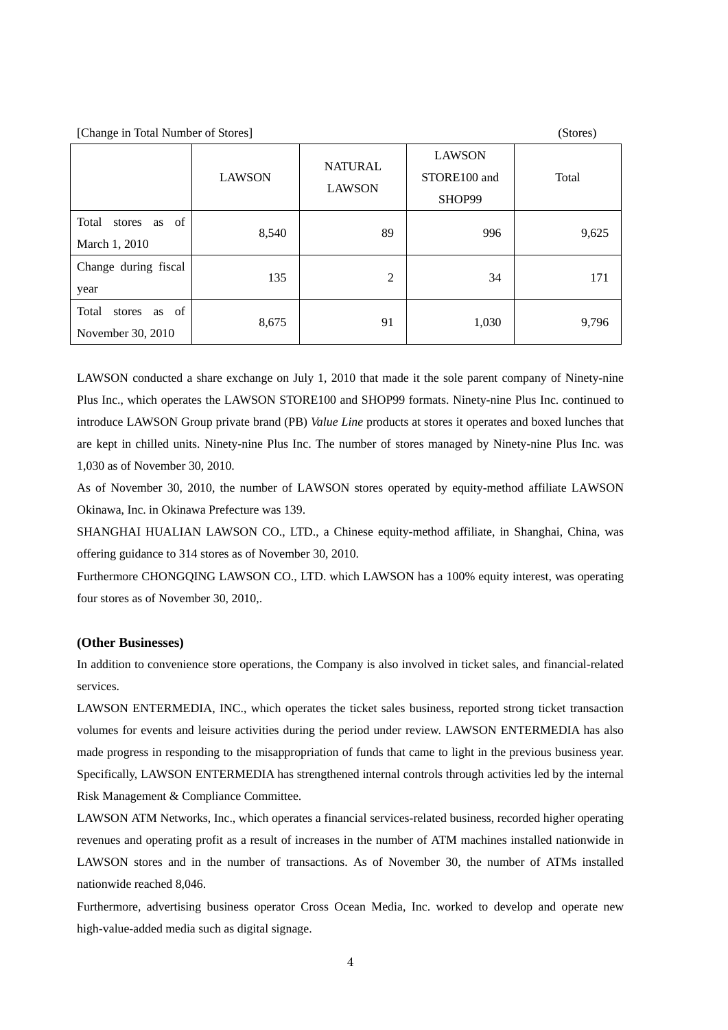[Change in Total Number of Stores] (Stores)

| | LAWSON | NATURAL LAWSON | LAWSON STORE100 and SHOP99 | Total |
|---|---|---|---|---|
| Total stores as of March 1, 2010 | 8,540 | 89 | 996 | 9,625 |
| Change during fiscal year | 135 | 2 | 34 | 171 |
| Total stores as of November 30, 2010 | 8,675 | 91 | 1,030 | 9,796 |

LAWSON conducted a share exchange on July 1, 2010 that made it the sole parent company of Ninety-nine Plus Inc., which operates the LAWSON STORE100 and SHOP99 formats. Ninety-nine Plus Inc. continued to introduce LAWSON Group private brand (PB) *Value Line* products at stores it operates and boxed lunches that are kept in chilled units. Ninety-nine Plus Inc. The number of stores managed by Ninety-nine Plus Inc. was 1,030 as of November 30, 2010.

As of November 30, 2010, the number of LAWSON stores operated by equity-method affiliate LAWSON Okinawa, Inc. in Okinawa Prefecture was 139.

SHANGHAI HUALIAN LAWSON CO., LTD., a Chinese equity-method affiliate, in Shanghai, China, was offering guidance to 314 stores as of November 30, 2010.

Furthermore CHONGQING LAWSON CO., LTD. which LAWSON has a 100% equity interest, was operating four stores as of November 30, 2010,.

**(Other Businesses)**

In addition to convenience store operations, the Company is also involved in ticket sales, and financial-related services.

LAWSON ENTERMEDIA, INC., which operates the ticket sales business, reported strong ticket transaction volumes for events and leisure activities during the period under review. LAWSON ENTERMEDIA has also made progress in responding to the misappropriation of funds that came to light in the previous business year. Specifically, LAWSON ENTERMEDIA has strengthened internal controls through activities led by the internal Risk Management & Compliance Committee.

LAWSON ATM Networks, Inc., which operates a financial services-related business, recorded higher operating revenues and operating profit as a result of increases in the number of ATM machines installed nationwide in LAWSON stores and in the number of transactions. As of November 30, the number of ATMs installed nationwide reached 8,046.

Furthermore, advertising business operator Cross Ocean Media, Inc. worked to develop and operate new high-value-added media such as digital signage.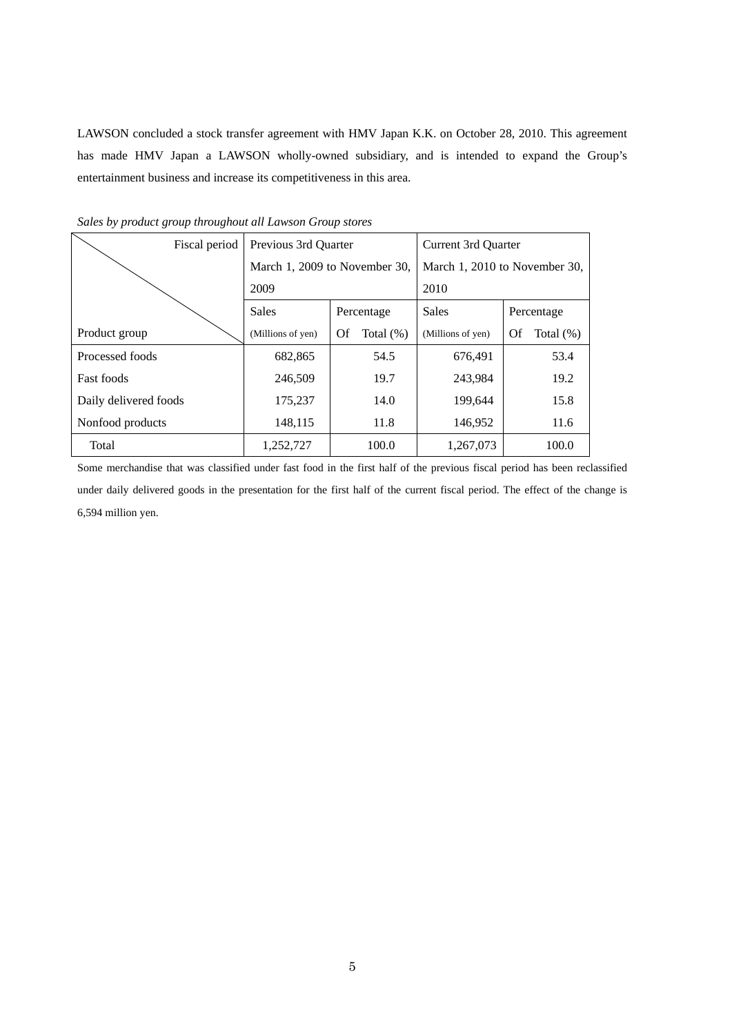LAWSON concluded a stock transfer agreement with HMV Japan K.K. on October 28, 2010. This agreement has made HMV Japan a LAWSON wholly-owned subsidiary, and is intended to expand the Group's entertainment business and increase its competitiveness in this area.

*Sales by product group throughout all Lawson Group stores*

| Fiscal period | Previous 3rd Quarter March 1, 2009 to November 30, 2009 | | Current 3rd Quarter March 1, 2010 to November 30, 2010 | |
|---|---|---|---|---|
| Product group | Sales (Millions of yen) | Percentage Of Total (%) | Sales (Millions of yen) | Percentage Of Total (%) |
| Processed foods | 682,865 | 54.5 | 676,491 | 53.4 |
| Fast foods | 246,509 | 19.7 | 243,984 | 19.2 |
| Daily delivered foods | 175,237 | 14.0 | 199,644 | 15.8 |
| Nonfood products | 148,115 | 11.8 | 146,952 | 11.6 |
| Total | 1,252,727 | 100.0 | 1,267,073 | 100.0 |

Some merchandise that was classified under fast food in the first half of the previous fiscal period has been reclassified under daily delivered goods in the presentation for the first half of the current fiscal period. The effect of the change is 6,594 million yen.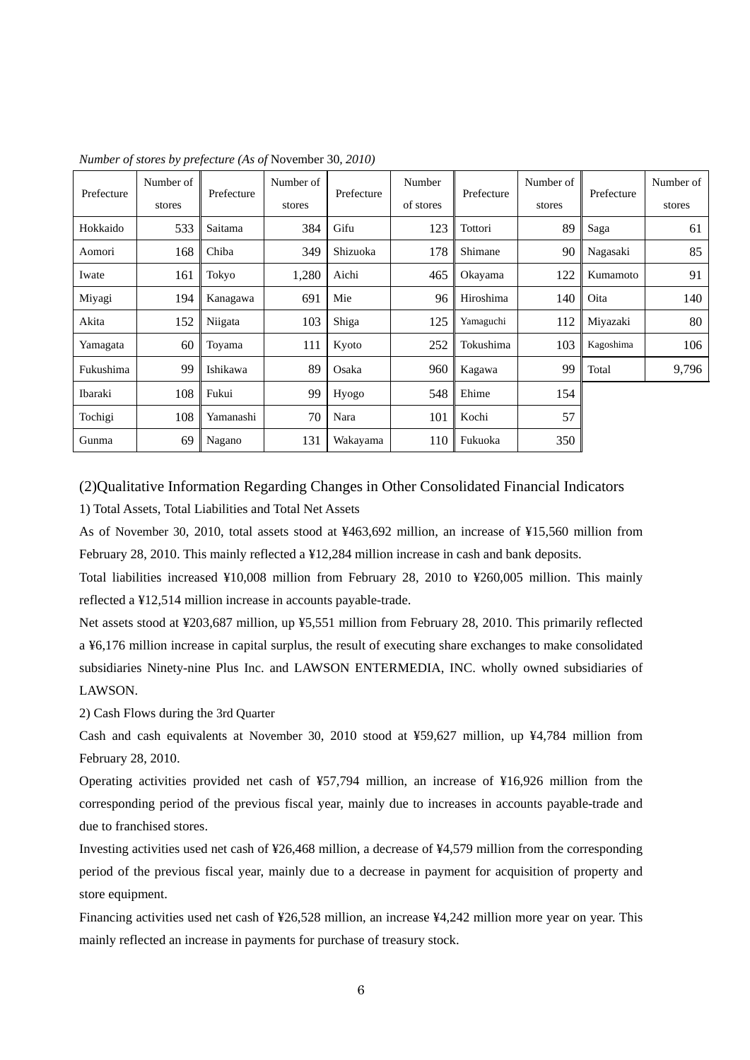*Number of stores by prefecture (As of* November 30*, 2010)*

| Prefecture | Number of stores | Prefecture | Number of stores | Prefecture | Number of stores | Prefecture | Number of stores | Prefecture | Number of stores |
|---|---|---|---|---|---|---|---|---|---|
| Hokkaido | 533 | Saitama | 384 | Gifu | 123 | Tottori | 89 | Saga | 61 |
| Aomori | 168 | Chiba | 349 | Shizuoka | 178 | Shimane | 90 | Nagasaki | 85 |
| Iwate | 161 | Tokyo | 1,280 | Aichi | 465 | Okayama | 122 | Kumamoto | 91 |
| Miyagi | 194 | Kanagawa | 691 | Mie | 96 | Hiroshima | 140 | Oita | 140 |
| Akita | 152 | Niigata | 103 | Shiga | 125 | Yamaguchi | 112 | Miyazaki | 80 |
| Yamagata | 60 | Toyama | 111 | Kyoto | 252 | Tokushima | 103 | Kagoshima | 106 |
| Fukushima | 99 | Ishikawa | 89 | Osaka | 960 | Kagawa | 99 | Total | 9,796 |
| Ibaraki | 108 | Fukui | 99 | Hyogo | 548 | Ehime | 154 | | |
| Tochigi | 108 | Yamanashi | 70 | Nara | 101 | Kochi | 57 | | |
| Gunma | 69 | Nagano | 131 | Wakayama | 110 | Fukuoka | 350 | | |

## (2)Qualitative Information Regarding Changes in Other Consolidated Financial Indicators

1) Total Assets, Total Liabilities and Total Net Assets

As of November 30, 2010, total assets stood at ¥463,692 million, an increase of ¥15,560 million from February 28, 2010. This mainly reflected a ¥12,284 million increase in cash and bank deposits.

Total liabilities increased ¥10,008 million from February 28, 2010 to ¥260,005 million. This mainly reflected a ¥12,514 million increase in accounts payable-trade.

Net assets stood at ¥203,687 million, up ¥5,551 million from February 28, 2010. This primarily reflected a ¥6,176 million increase in capital surplus, the result of executing share exchanges to make consolidated subsidiaries Ninety-nine Plus Inc. and LAWSON ENTERMEDIA, INC. wholly owned subsidiaries of LAWSON.

2) Cash Flows during the 3rd Quarter

Cash and cash equivalents at November 30, 2010 stood at ¥59,627 million, up ¥4,784 million from February 28, 2010.

Operating activities provided net cash of ¥57,794 million, an increase of ¥16,926 million from the corresponding period of the previous fiscal year, mainly due to increases in accounts payable-trade and due to franchised stores.

Investing activities used net cash of ¥26,468 million, a decrease of ¥4,579 million from the corresponding period of the previous fiscal year, mainly due to a decrease in payment for acquisition of property and store equipment.

Financing activities used net cash of ¥26,528 million, an increase ¥4,242 million more year on year. This mainly reflected an increase in payments for purchase of treasury stock.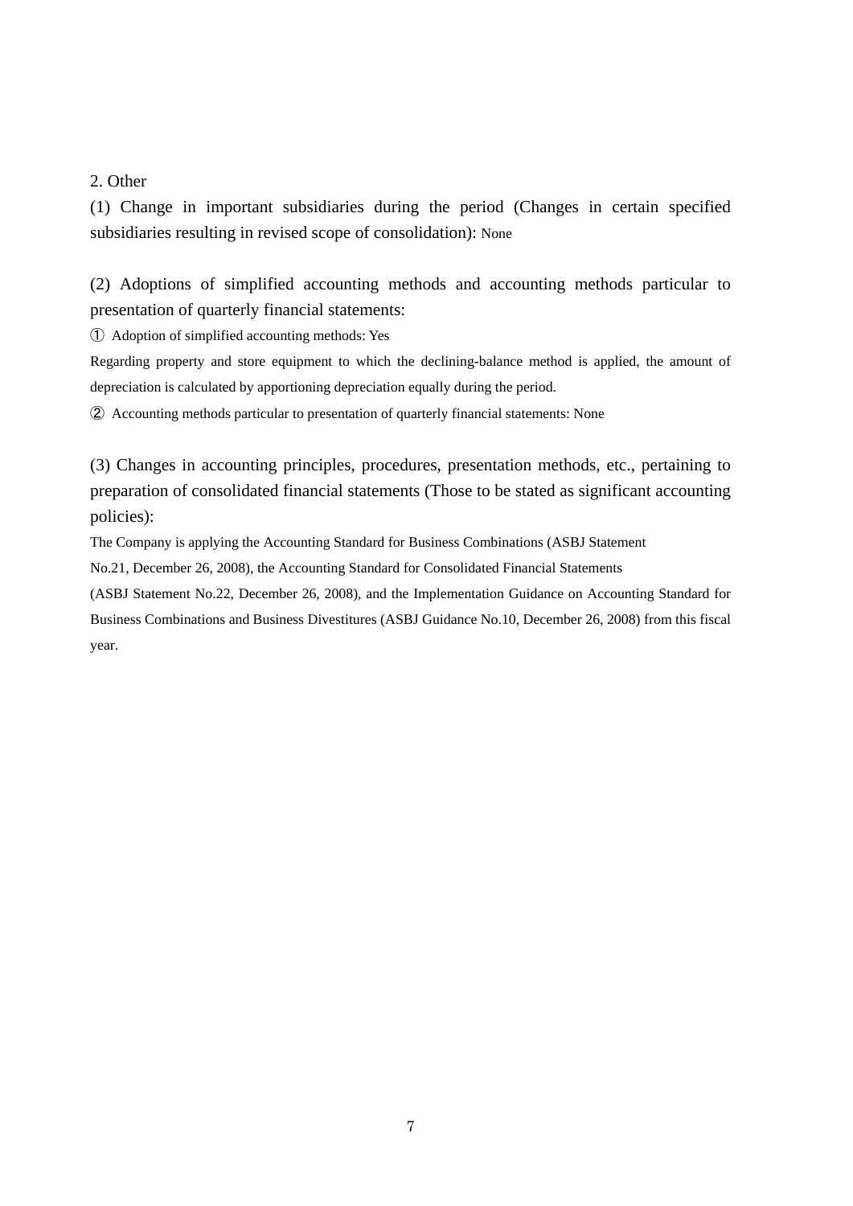## 2. Other

### (1) Change in important subsidiaries during the period (Changes in certain specified subsidiaries resulting in revised scope of consolidation): None

### (2) Adoptions of simplified accounting methods and accounting methods particular to presentation of quarterly financial statements:

① Adoption of simplified accounting methods: Yes

Regarding property and store equipment to which the declining-balance method is applied, the amount of depreciation is calculated by apportioning depreciation equally during the period.

② Accounting methods particular to presentation of quarterly financial statements: None

### (3) Changes in accounting principles, procedures, presentation methods, etc., pertaining to preparation of consolidated financial statements (Those to be stated as significant accounting policies):

The Company is applying the Accounting Standard for Business Combinations (ASBJ Statement No.21, December 26, 2008), the Accounting Standard for Consolidated Financial Statements (ASBJ Statement No.22, December 26, 2008), and the Implementation Guidance on Accounting Standard for Business Combinations and Business Divestitures (ASBJ Guidance No.10, December 26, 2008) from this fiscal year.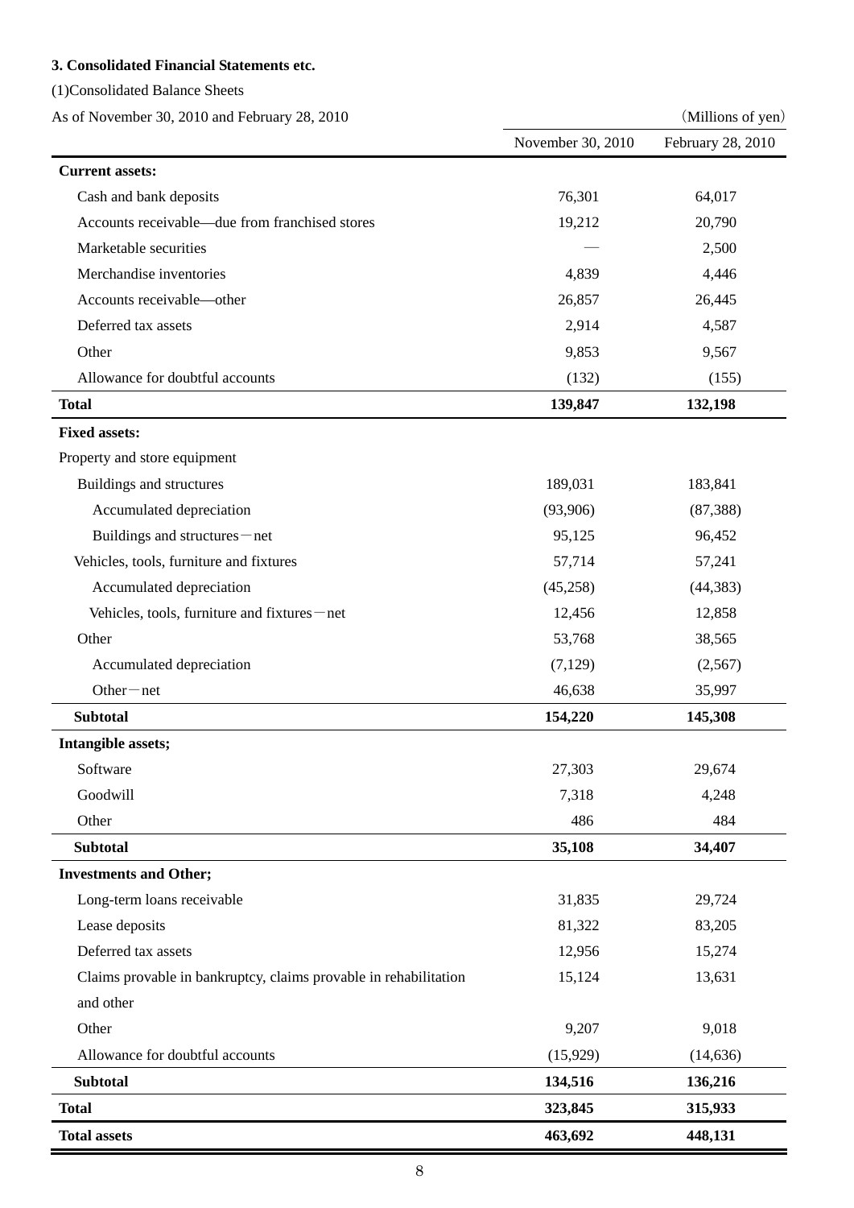### 3. Consolidated Financial Statements etc.

(1)Consolidated Balance Sheets

As of November 30, 2010 and February 28, 2010 (Millions of yen)

| | November 30, 2010 | February 28, 2010 |
|---|---|---|
| **Current assets:** | | |
| Cash and bank deposits | 76,301 | 64,017 |
| Accounts receivable—due from franchised stores | 19,212 | 20,790 |
| Marketable securities | — | 2,500 |
| Merchandise inventories | 4,839 | 4,446 |
| Accounts receivable—other | 26,857 | 26,445 |
| Deferred tax assets | 2,914 | 4,587 |
| Other | 9,853 | 9,567 |
| Allowance for doubtful accounts | (132) | (155) |
| **Total** | **139,847** | **132,198** |
| **Fixed assets:** | | |
| Property and store equipment | | |
| Buildings and structures | 189,031 | 183,841 |
| Accumulated depreciation | (93,906) | (87,388) |
| Buildings and structures－net | 95,125 | 96,452 |
| Vehicles, tools, furniture and fixtures | 57,714 | 57,241 |
| Accumulated depreciation | (45,258) | (44,383) |
| Vehicles, tools, furniture and fixtures－net | 12,456 | 12,858 |
| Other | 53,768 | 38,565 |
| Accumulated depreciation | (7,129) | (2,567) |
| Other－net | 46,638 | 35,997 |
| **Subtotal** | **154,220** | **145,308** |
| **Intangible assets;** | | |
| Software | 27,303 | 29,674 |
| Goodwill | 7,318 | 4,248 |
| Other | 486 | 484 |
| **Subtotal** | **35,108** | **34,407** |
| **Investments and Other;** | | |
| Long-term loans receivable | 31,835 | 29,724 |
| Lease deposits | 81,322 | 83,205 |
| Deferred tax assets | 12,956 | 15,274 |
| Claims provable in bankruptcy, claims provable in rehabilitation and other | 15,124 | 13,631 |
| Other | 9,207 | 9,018 |
| Allowance for doubtful accounts | (15,929) | (14,636) |
| **Subtotal** | **134,516** | **136,216** |
| **Total** | **323,845** | **315,933** |
| **Total assets** | **463,692** | **448,131** |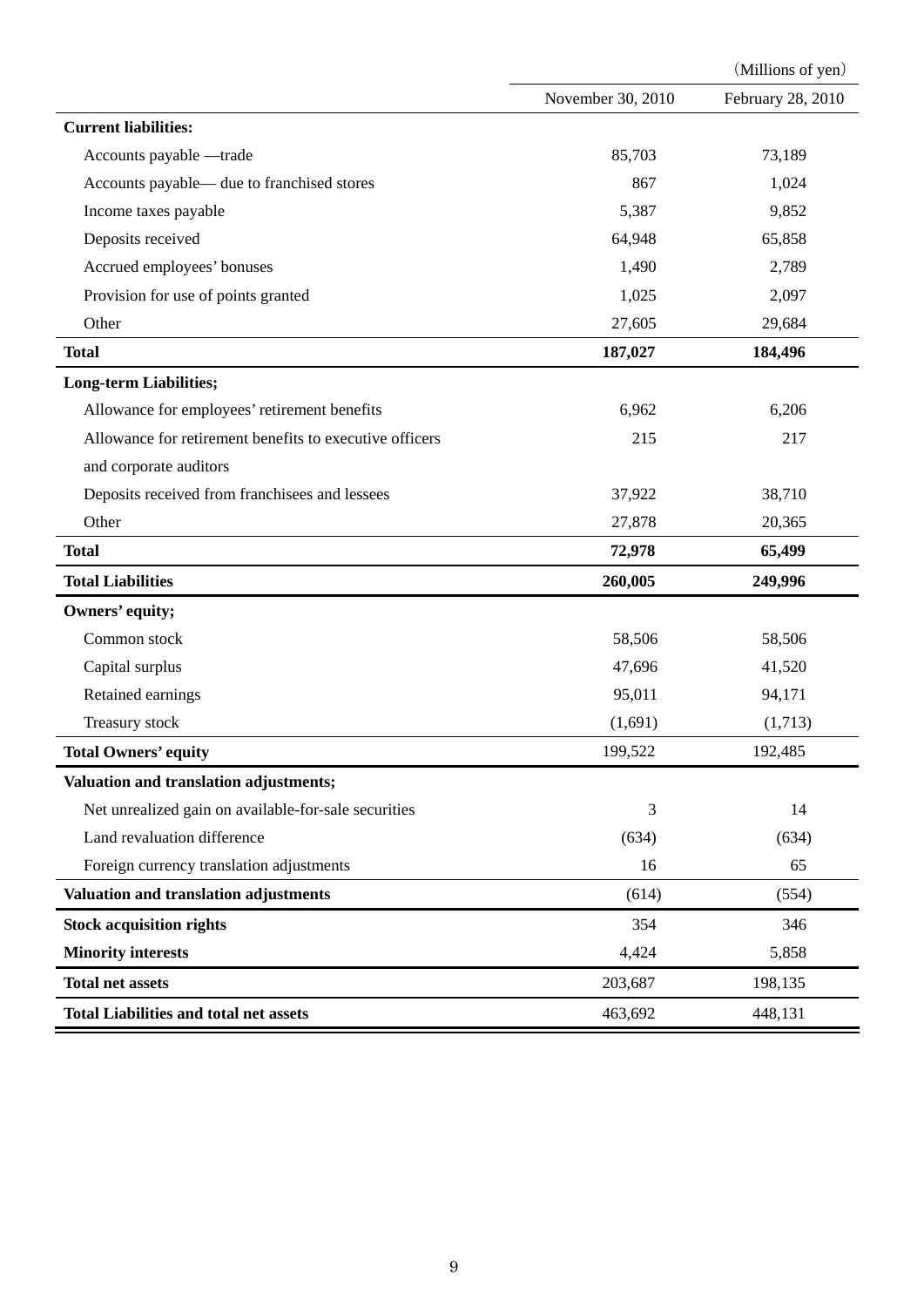(Millions of yen)

| | November 30, 2010 | February 28, 2010 |
|---|---|---|
| **Current liabilities:** | | |
| Accounts payable —trade | 85,703 | 73,189 |
| Accounts payable— due to franchised stores | 867 | 1,024 |
| Income taxes payable | 5,387 | 9,852 |
| Deposits received | 64,948 | 65,858 |
| Accrued employees' bonuses | 1,490 | 2,789 |
| Provision for use of points granted | 1,025 | 2,097 |
| Other | 27,605 | 29,684 |
| **Total** | **187,027** | **184,496** |
| **Long-term Liabilities;** | | |
| Allowance for employees' retirement benefits | 6,962 | 6,206 |
| Allowance for retirement benefits to executive officers and corporate auditors | 215 | 217 |
| Deposits received from franchisees and lessees | 37,922 | 38,710 |
| Other | 27,878 | 20,365 |
| **Total** | **72,978** | **65,499** |
| **Total Liabilities** | **260,005** | **249,996** |
| **Owners' equity;** | | |
| Common stock | 58,506 | 58,506 |
| Capital surplus | 47,696 | 41,520 |
| Retained earnings | 95,011 | 94,171 |
| Treasury stock | (1,691) | (1,713) |
| **Total Owners' equity** | 199,522 | 192,485 |
| **Valuation and translation adjustments;** | | |
| Net unrealized gain on available-for-sale securities | 3 | 14 |
| Land revaluation difference | (634) | (634) |
| Foreign currency translation adjustments | 16 | 65 |
| **Valuation and translation adjustments** | (614) | (554) |
| **Stock acquisition rights** | 354 | 346 |
| **Minority interests** | 4,424 | 5,858 |
| **Total net assets** | 203,687 | 198,135 |
| **Total Liabilities and total net assets** | 463,692 | 448,131 |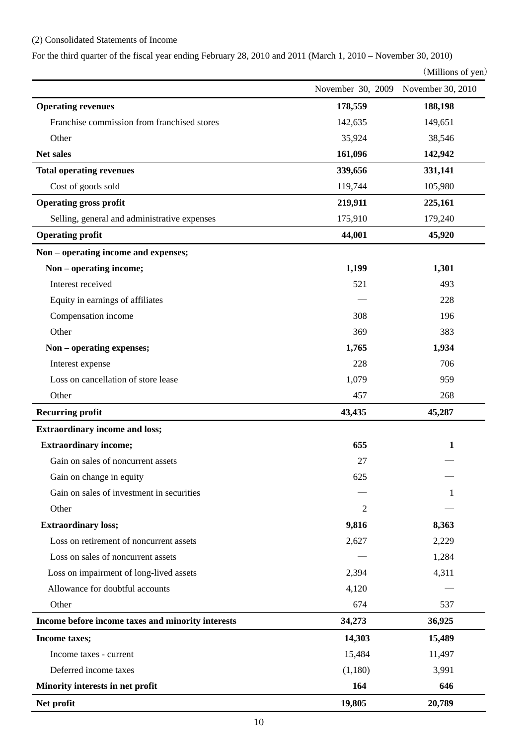(2) Consolidated Statements of Income

For the third quarter of the fiscal year ending February 28, 2010 and 2011 (March 1, 2010 – November 30, 2010)

（Millions of yen）

| | November 30, 2009 | November 30, 2010 |
|---|---|---|
| **Operating revenues** | **178,559** | **188,198** |
| Franchise commission from franchised stores | 142,635 | 149,651 |
| Other | 35,924 | 38,546 |
| **Net sales** | **161,096** | **142,942** |
| **Total operating revenues** | **339,656** | **331,141** |
| Cost of goods sold | 119,744 | 105,980 |
| **Operating gross profit** | **219,911** | **225,161** |
| Selling, general and administrative expenses | 175,910 | 179,240 |
| **Operating profit** | **44,001** | **45,920** |
| **Non – operating income and expenses;** | | |
| **Non – operating income;** | **1,199** | **1,301** |
| Interest received | 521 | 493 |
| Equity in earnings of affiliates | — | 228 |
| Compensation income | 308 | 196 |
| Other | 369 | 383 |
| **Non – operating expenses;** | **1,765** | **1,934** |
| Interest expense | 228 | 706 |
| Loss on cancellation of store lease | 1,079 | 959 |
| Other | 457 | 268 |
| **Recurring profit** | **43,435** | **45,287** |
| **Extraordinary income and loss;** | | |
| **Extraordinary income;** | **655** | **1** |
| Gain on sales of noncurrent assets | 27 | — |
| Gain on change in equity | 625 | — |
| Gain on sales of investment in securities | — | 1 |
| Other | 2 | — |
| **Extraordinary loss;** | **9,816** | **8,363** |
| Loss on retirement of noncurrent assets | 2,627 | 2,229 |
| Loss on sales of noncurrent assets | — | 1,284 |
| Loss on impairment of long-lived assets | 2,394 | 4,311 |
| Allowance for doubtful accounts | 4,120 | — |
| Other | 674 | 537 |
| **Income before income taxes and minority interests** | **34,273** | **36,925** |
| **Income taxes;** | **14,303** | **15,489** |
| Income taxes - current | 15,484 | 11,497 |
| Deferred income taxes | (1,180) | 3,991 |
| **Minority interests in net profit** | **164** | **646** |
| **Net profit** | **19,805** | **20,789** |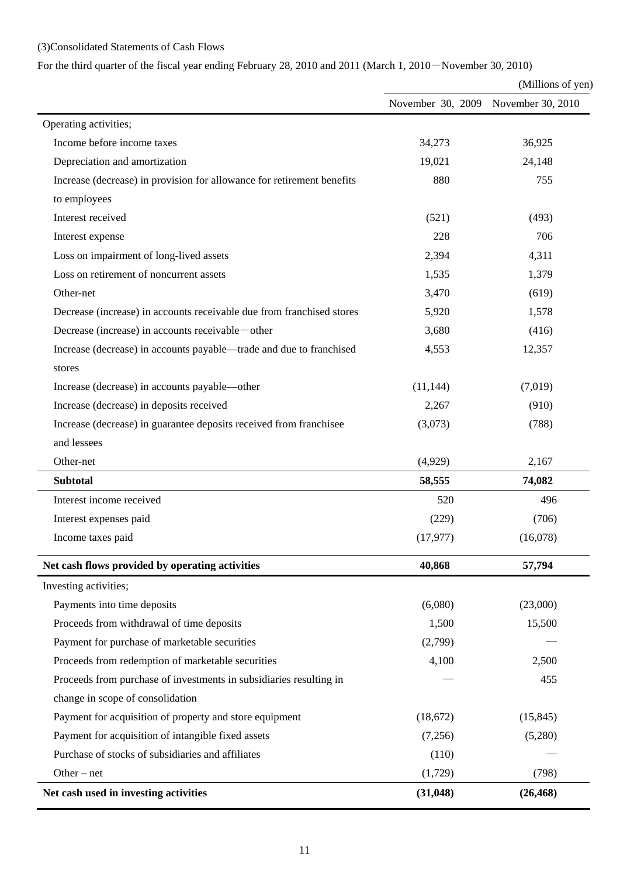(3)Consolidated Statements of Cash Flows

For the third quarter of the fiscal year ending February 28, 2010 and 2011 (March 1, 2010－November 30, 2010)

(Millions of yen)

| | November 30, 2009 | November 30, 2010 |
|---|---|---|
| Operating activities; | | |
| Income before income taxes | 34,273 | 36,925 |
| Depreciation and amortization | 19,021 | 24,148 |
| Increase (decrease) in provision for allowance for retirement benefits to employees | 880 | 755 |
| Interest received | (521) | (493) |
| Interest expense | 228 | 706 |
| Loss on impairment of long-lived assets | 2,394 | 4,311 |
| Loss on retirement of noncurrent assets | 1,535 | 1,379 |
| Other-net | 3,470 | (619) |
| Decrease (increase) in accounts receivable due from franchised stores | 5,920 | 1,578 |
| Decrease (increase) in accounts receivable－other | 3,680 | (416) |
| Increase (decrease) in accounts payable—trade and due to franchised stores | 4,553 | 12,357 |
| Increase (decrease) in accounts payable—other | (11,144) | (7,019) |
| Increase (decrease) in deposits received | 2,267 | (910) |
| Increase (decrease) in guarantee deposits received from franchisee and lessees | (3,073) | (788) |
| Other-net | (4,929) | 2,167 |
| **Subtotal** | **58,555** | **74,082** |
| Interest income received | 520 | 496 |
| Interest expenses paid | (229) | (706) |
| Income taxes paid | (17,977) | (16,078) |
| **Net cash flows provided by operating activities** | **40,868** | **57,794** |
| Investing activities; | | |
| Payments into time deposits | (6,080) | (23,000) |
| Proceeds from withdrawal of time deposits | 1,500 | 15,500 |
| Payment for purchase of marketable securities | (2,799) | — |
| Proceeds from redemption of marketable securities | 4,100 | 2,500 |
| Proceeds from purchase of investments in subsidiaries resulting in change in scope of consolidation | — | 455 |
| Payment for acquisition of property and store equipment | (18,672) | (15,845) |
| Payment for acquisition of intangible fixed assets | (7,256) | (5,280) |
| Purchase of stocks of subsidiaries and affiliates | (110) | — |
| Other – net | (1,729) | (798) |
| **Net cash used in investing activities** | **(31,048)** | **(26,468)** |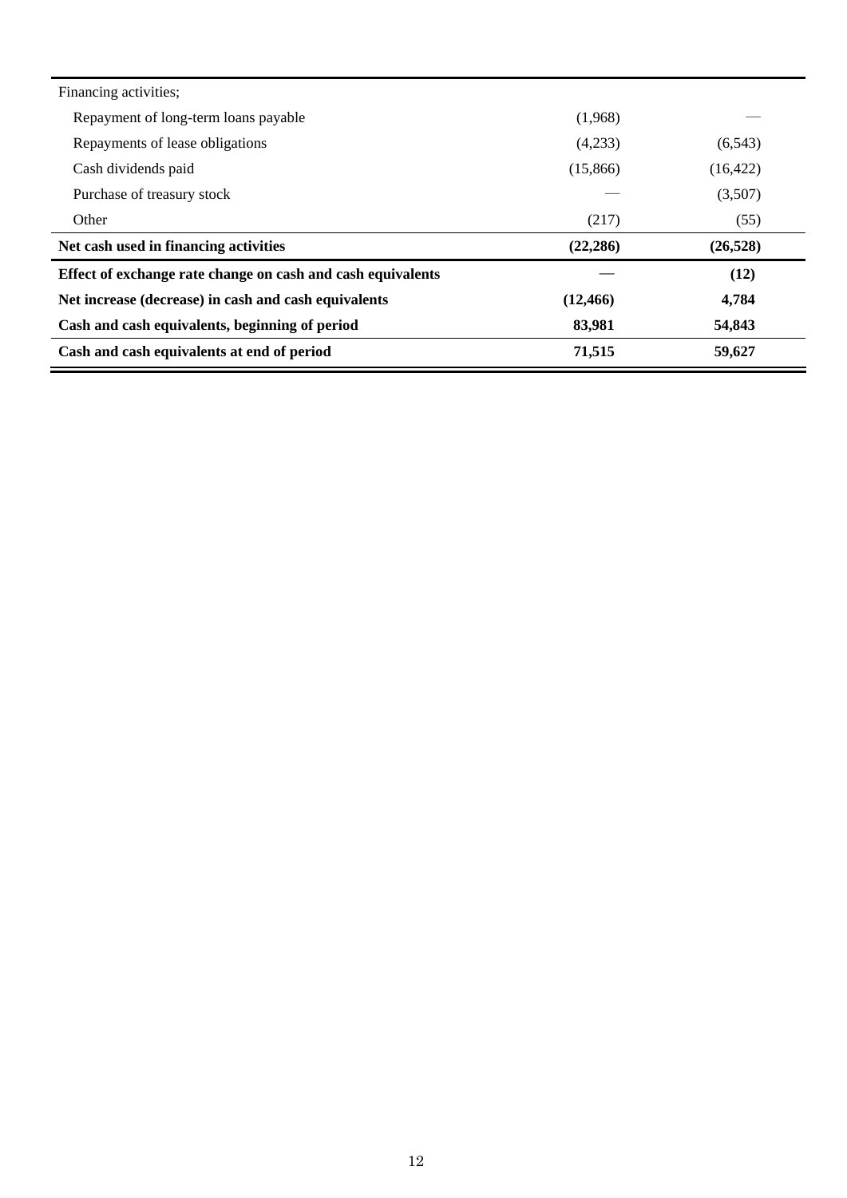| | | |
|---|---|---|
| Financing activities; | | |
| Repayment of long-term loans payable | (1,968) | — |
| Repayments of lease obligations | (4,233) | (6,543) |
| Cash dividends paid | (15,866) | (16,422) |
| Purchase of treasury stock | — | (3,507) |
| Other | (217) | (55) |
| **Net cash used in financing activities** | **(22,286)** | **(26,528)** |
| **Effect of exchange rate change on cash and cash equivalents** | **—** | **(12)** |
| **Net increase (decrease) in cash and cash equivalents** | **(12,466)** | **4,784** |
| **Cash and cash equivalents, beginning of period** | **83,981** | **54,843** |
| **Cash and cash equivalents at end of period** | **71,515** | **59,627** |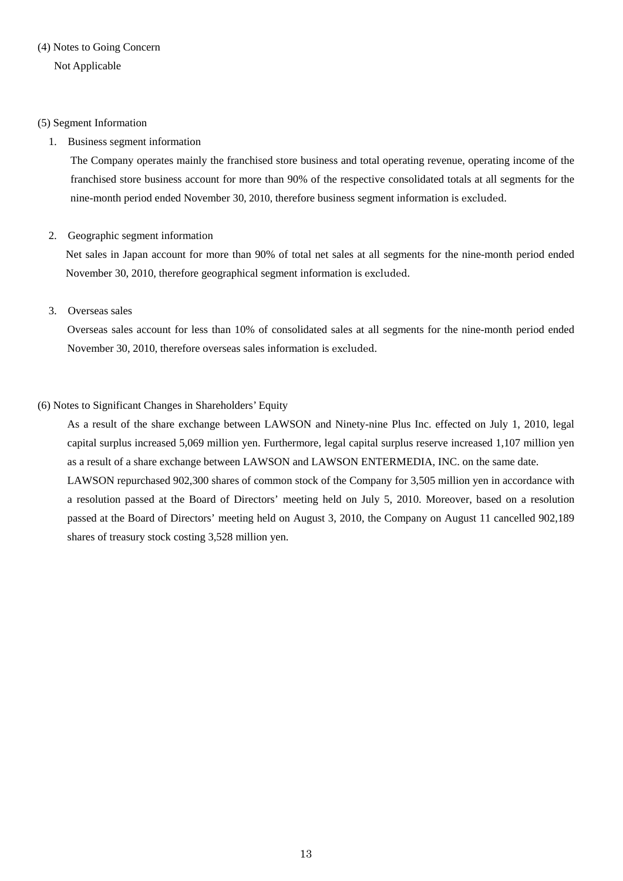(4) Notes to Going Concern

Not Applicable

(5) Segment Information

1. Business segment information

   The Company operates mainly the franchised store business and total operating revenue, operating income of the franchised store business account for more than 90% of the respective consolidated totals at all segments for the nine-month period ended November 30, 2010, therefore business segment information is excluded.

2. Geographic segment information

   Net sales in Japan account for more than 90% of total net sales at all segments for the nine-month period ended November 30, 2010, therefore geographical segment information is excluded.

3. Overseas sales

   Overseas sales account for less than 10% of consolidated sales at all segments for the nine-month period ended November 30, 2010, therefore overseas sales information is excluded.

(6) Notes to Significant Changes in Shareholders' Equity

As a result of the share exchange between LAWSON and Ninety-nine Plus Inc. effected on July 1, 2010, legal capital surplus increased 5,069 million yen. Furthermore, legal capital surplus reserve increased 1,107 million yen as a result of a share exchange between LAWSON and LAWSON ENTERMEDIA, INC. on the same date.

LAWSON repurchased 902,300 shares of common stock of the Company for 3,505 million yen in accordance with a resolution passed at the Board of Directors' meeting held on July 5, 2010. Moreover, based on a resolution passed at the Board of Directors' meeting held on August 3, 2010, the Company on August 11 cancelled 902,189 shares of treasury stock costing 3,528 million yen.